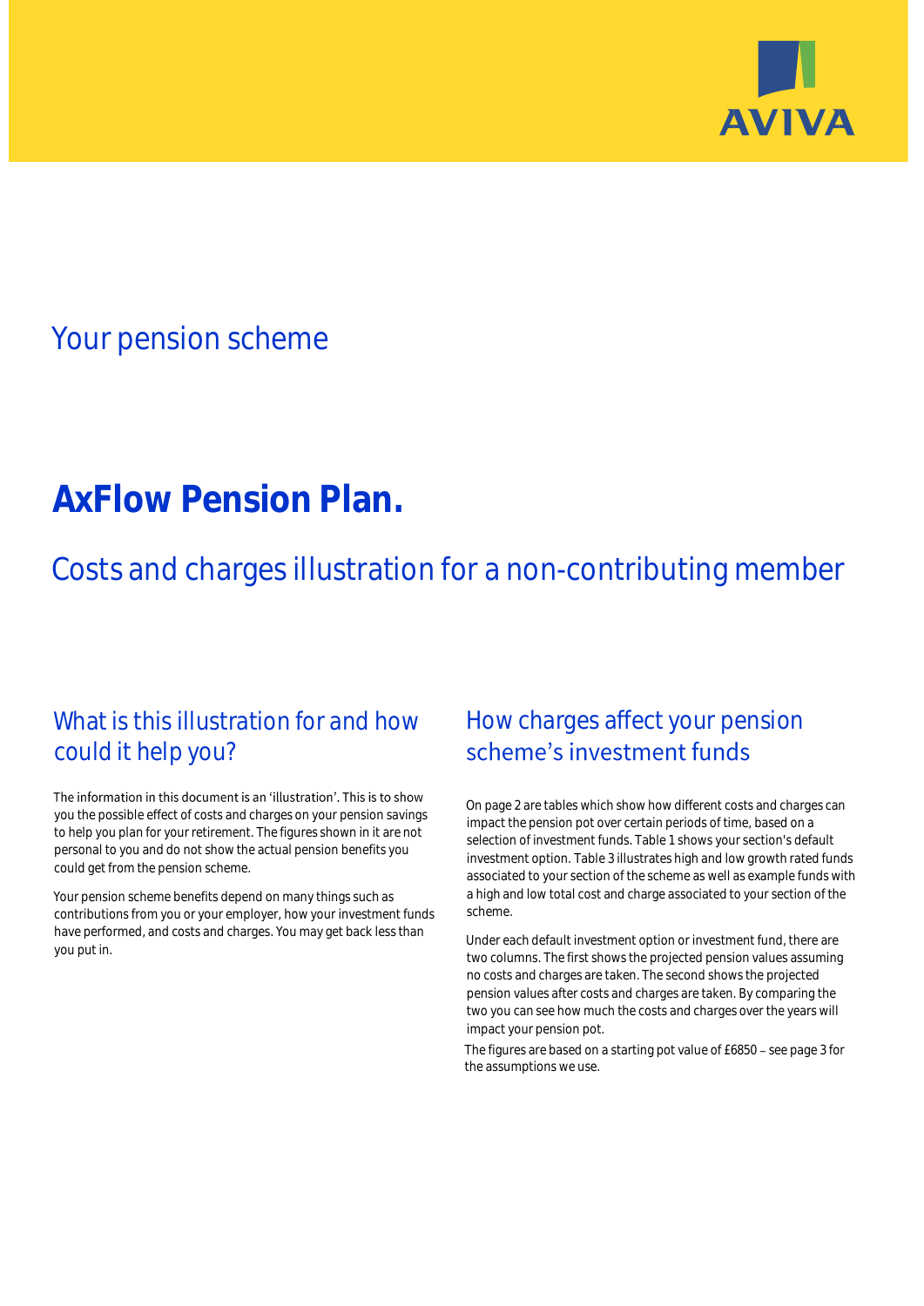AVIVA

## Your pension scheme

# AxFlow Pension Plan.

## Costs and charges illustration for a non-contributing member

### What is this illustration for and how could it help you?

The information in this document is an 'illustration'. This is to show you the possible effect of costs and charges on your pension savings to help you plan for your retirement. The figures shown in it are not personal to you and do not show the actual pension benefits you could get from the pension scheme.

Your pension scheme benefits depend on many things such as contributions from you or your employer, how your investment funds have performed, and costs and charges. You may get back less than you put in.

### How charges affect your pension scheme's investment funds

On page 2 are tables which show how different costs and charges can impact the pension pot over certain periods of time, based on a selection of investment funds. Table 1 shows your section's default investment option. Table 3 illustrates high and low growth rated funds associated to your section of the scheme as well as example funds with a high and low total cost and charge associated to your section of the scheme.

Under each default investment option or investment fund, there are two columns. The first shows the projected pension values assuming no costs and charges are taken. The second shows the projected pension values after costs and charges are taken. By comparing the two you can see how much the costs and charges over the years will impact your pension pot.

The figures are based on a starting pot value of £6850 – see page 3 for the assumptions we use.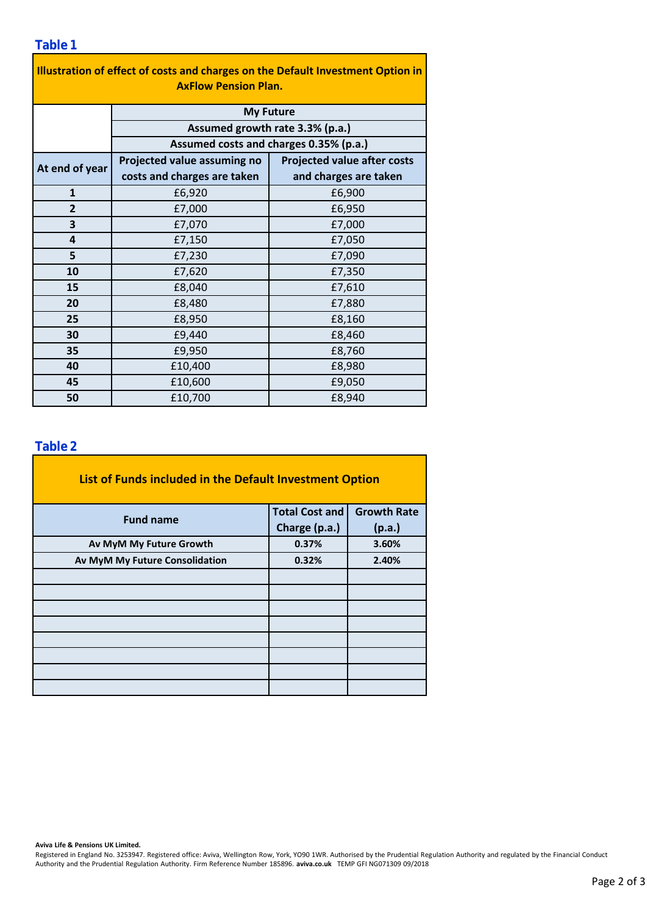## Table 1

| Illustration of effect of costs and charges on the Default Investment Option in AxFlow Pension Plan. | | |
|---|---|---|
| | **My Future** | |
| | **Assumed growth rate 3.3% (p.a.)** | |
| | **Assumed costs and charges 0.35% (p.a.)** | |
| **At end of year** | **Projected value assuming no costs and charges are taken** | **Projected value after costs and charges are taken** |
| **1** | £6,920 | £6,900 |
| **2** | £7,000 | £6,950 |
| **3** | £7,070 | £7,000 |
| **4** | £7,150 | £7,050 |
| **5** | £7,230 | £7,090 |
| **10** | £7,620 | £7,350 |
| **15** | £8,040 | £7,610 |
| **20** | £8,480 | £7,880 |
| **25** | £8,950 | £8,160 |
| **30** | £9,440 | £8,460 |
| **35** | £9,950 | £8,760 |
| **40** | £10,400 | £8,980 |
| **45** | £10,600 | £9,050 |
| **50** | £10,700 | £8,940 |

## Table 2

| List of Funds included in the Default Investment Option | | |
|---|---|---|
| **Fund name** | **Total Cost and Charge (p.a.)** | **Growth Rate (p.a.)** |
| **Av MyM My Future Growth** | **0.37%** | **3.60%** |
| **Av MyM My Future Consolidation** | **0.32%** | **2.40%** |
| | | |
| | | |
| | | |
| | | |
| | | |
| | | |
| | | |
| | | |

**Aviva Life & Pensions UK Limited.**
Registered in England No. 3253947. Registered office: Aviva, Wellington Row, York, YO90 1WR. Authorised by the Prudential Regulation Authority and regulated by the Financial Conduct Authority and the Prudential Regulation Authority. Firm Reference Number 185896. **aviva.co.uk** TEMP GFI NG071309 09/2018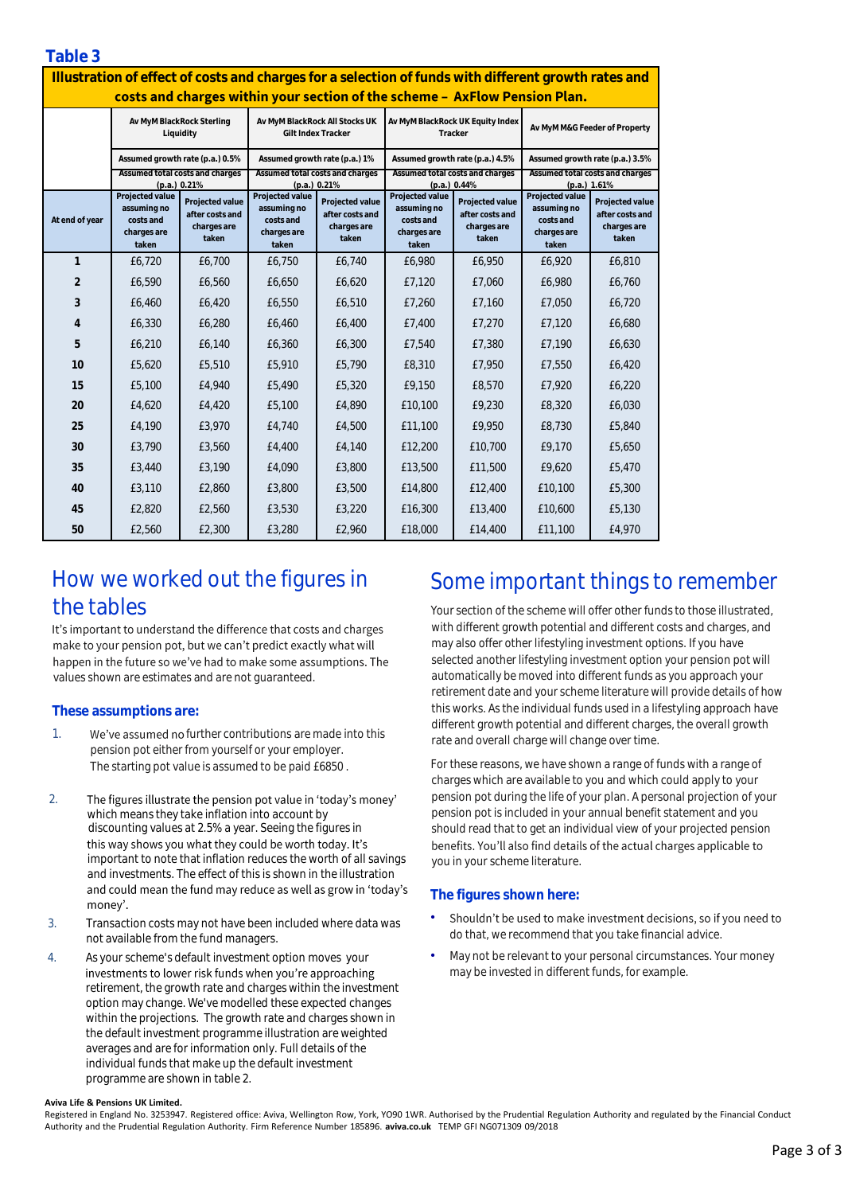## Table 3

| Illustration of effect of costs and charges for a selection of funds with different growth rates and costs and charges within your section of the scheme – AxFlow Pension Plan. | | | | | | | | |
|---|---|---|---|---|---|---|---|---|
| | Av MyM BlackRock Sterling Liquidity | | Av MyM BlackRock All Stocks UK Gilt Index Tracker | | Av MyM BlackRock UK Equity Index Tracker | | Av MyM M&G Feeder of Property | |
| | Assumed growth rate (p.a.) 0.5% | | Assumed growth rate (p.a.) 1% | | Assumed growth rate (p.a.) 4.5% | | Assumed growth rate (p.a.) 3.5% | |
| | Assumed total costs and charges (p.a.) 0.21% | | Assumed total costs and charges (p.a.) 0.21% | | Assumed total costs and charges (p.a.) 0.44% | | Assumed total costs and charges (p.a.) 1.61% | |
| At end of year | Projected value assuming no costs and charges are taken | Projected value after costs and charges are taken | Projected value assuming no costs and charges are taken | Projected value after costs and charges are taken | Projected value assuming no costs and charges are taken | Projected value after costs and charges are taken | Projected value assuming no costs and charges are taken | Projected value after costs and charges are taken |
| 1 | £6,720 | £6,700 | £6,750 | £6,740 | £6,980 | £6,950 | £6,920 | £6,810 |
| 2 | £6,590 | £6,560 | £6,650 | £6,620 | £7,120 | £7,060 | £6,980 | £6,760 |
| 3 | £6,460 | £6,420 | £6,550 | £6,510 | £7,260 | £7,160 | £7,050 | £6,720 |
| 4 | £6,330 | £6,280 | £6,460 | £6,400 | £7,400 | £7,270 | £7,120 | £6,680 |
| 5 | £6,210 | £6,140 | £6,360 | £6,300 | £7,540 | £7,380 | £7,190 | £6,630 |
| 10 | £5,620 | £5,510 | £5,910 | £5,790 | £8,310 | £7,950 | £7,550 | £6,420 |
| 15 | £5,100 | £4,940 | £5,490 | £5,320 | £9,150 | £8,570 | £7,920 | £6,220 |
| 20 | £4,620 | £4,420 | £5,100 | £4,890 | £10,100 | £9,230 | £8,320 | £6,030 |
| 25 | £4,190 | £3,970 | £4,740 | £4,500 | £11,100 | £9,950 | £8,730 | £5,840 |
| 30 | £3,790 | £3,560 | £4,400 | £4,140 | £12,200 | £10,700 | £9,170 | £5,650 |
| 35 | £3,440 | £3,190 | £4,090 | £3,800 | £13,500 | £11,500 | £9,620 | £5,470 |
| 40 | £3,110 | £2,860 | £3,800 | £3,500 | £14,800 | £12,400 | £10,100 | £5,300 |
| 45 | £2,820 | £2,560 | £3,530 | £3,220 | £16,300 | £13,400 | £10,600 | £5,130 |
| 50 | £2,560 | £2,300 | £3,280 | £2,960 | £18,000 | £14,400 | £11,100 | £4,970 |

# How we worked out the figures in the tables

It's important to understand the difference that costs and charges make to your pension pot, but we can't predict exactly what will happen in the future so we've had to make some assumptions. The values shown are estimates and are not guaranteed.

### These assumptions are:

1. We've assumed no further contributions are made into this pension pot either from yourself or your employer. The starting pot value is assumed to be paid £6850 .
2. The figures illustrate the pension pot value in 'today's money' which means they take inflation into account by discounting values at 2.5% a year. Seeing the figures in this way shows you what they could be worth today. It's important to note that inflation reduces the worth of all savings and investments. The effect of this is shown in the illustration and could mean the fund may reduce as well as grow in 'today's money'.
3. Transaction costs may not have been included where data was not available from the fund managers.
4. As your scheme's default investment option moves your investments to lower risk funds when you're approaching retirement, the growth rate and charges within the investment option may change. We've modelled these expected changes within the projections. The growth rate and charges shown in the default investment programme illustration are weighted averages and are for information only. Full details of the individual funds that make up the default investment programme are shown in table 2.

# Some important things to remember

Your section of the scheme will offer other funds to those illustrated, with different growth potential and different costs and charges, and may also offer other lifestyling investment options. If you have selected another lifestyling investment option your pension pot will automatically be moved into different funds as you approach your retirement date and your scheme literature will provide details of how this works. As the individual funds used in a lifestyling approach have different growth potential and different charges, the overall growth rate and overall charge will change over time.

For these reasons, we have shown a range of funds with a range of charges which are available to you and which could apply to your pension pot during the life of your plan. A personal projection of your pension pot is included in your annual benefit statement and you should read that to get an individual view of your projected pension benefits. You'll also find details of the actual charges applicable to you in your scheme literature.

### The figures shown here:

- Shouldn't be used to make investment decisions, so if you need to do that, we recommend that you take financial advice.
- May not be relevant to your personal circumstances. Your money may be invested in different funds, for example.

**Aviva Life & Pensions UK Limited.**
Registered in England No. 3253947. Registered office: Aviva, Wellington Row, York, YO90 1WR. Authorised by the Prudential Regulation Authority and regulated by the Financial Conduct Authority and the Prudential Regulation Authority. Firm Reference Number 185896. **aviva.co.uk** TEMP GFI NG071309 09/2018